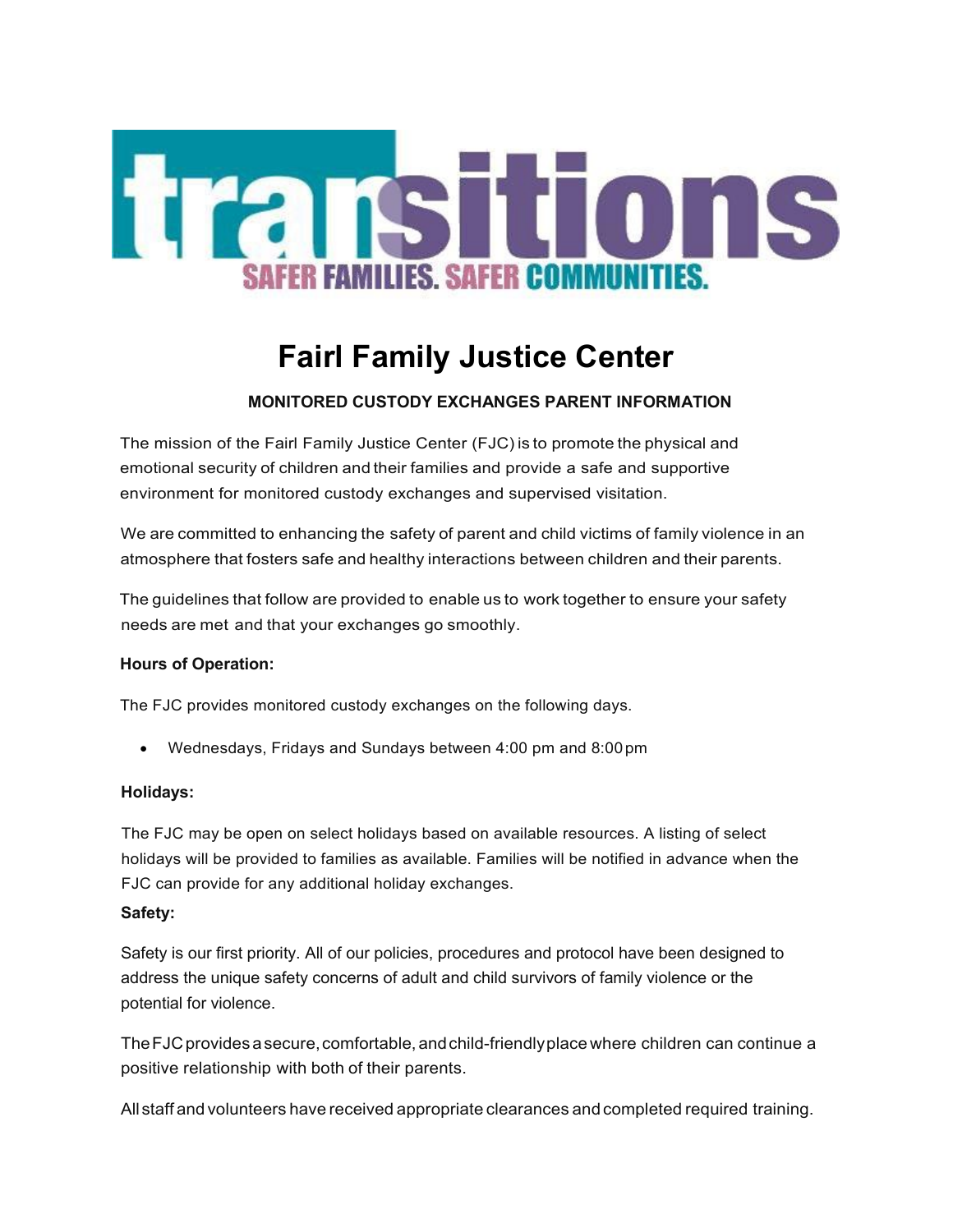transitions

SAFER FAMILIES. SAFER COMMUNITIES.

# Fairl Family Justice Center

### MONITORED CUSTODY EXCHANGES PARENT INFORMATION

The mission of the Fairl Family Justice Center (FJC) is to promote the physical and emotional security of children and their families and provide a safe and supportive environment for monitored custody exchanges and supervised visitation.

We are committed to enhancing the safety of parent and child victims of family violence in an atmosphere that fosters safe and healthy interactions between children and their parents.

The guidelines that follow are provided to enable us to work together to ensure your safety needs are met and that your exchanges go smoothly.

**Hours of Operation:**

The FJC provides monitored custody exchanges on the following days.

- Wednesdays, Fridays and Sundays between 4:00 pm and 8:00 pm

**Holidays:**

The FJC may be open on select holidays based on available resources. A listing of select holidays will be provided to families as available. Families will be notified in advance when the FJC can provide for any additional holiday exchanges.

**Safety:**

Safety is our first priority. All of our policies, procedures and protocol have been designed to address the unique safety concerns of adult and child survivors of family violence or the potential for violence.

The FJC provides a secure, comfortable, and child-friendly place where children can continue a positive relationship with both of their parents.

All staff and volunteers have received appropriate clearances and completed required training.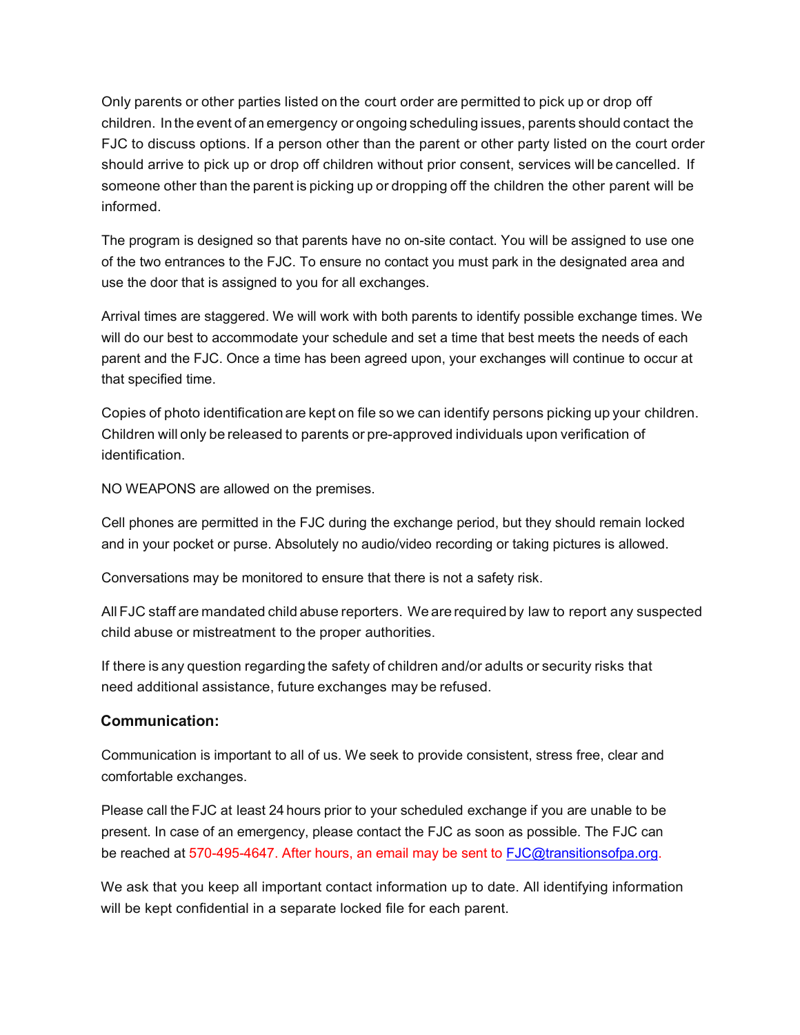Only parents or other parties listed on the court order are permitted to pick up or drop off children. In the event of an emergency or ongoing scheduling issues, parents should contact the FJC to discuss options. If a person other than the parent or other party listed on the court order should arrive to pick up or drop off children without prior consent, services will be cancelled. If someone other than the parent is picking up or dropping off the children the other parent will be informed.

The program is designed so that parents have no on-site contact. You will be assigned to use one of the two entrances to the FJC. To ensure no contact you must park in the designated area and use the door that is assigned to you for all exchanges.

Arrival times are staggered. We will work with both parents to identify possible exchange times. We will do our best to accommodate your schedule and set a time that best meets the needs of each parent and the FJC. Once a time has been agreed upon, your exchanges will continue to occur at that specified time.

Copies of photo identification are kept on file so we can identify persons picking up your children. Children will only be released to parents or pre-approved individuals upon verification of identification.

NO WEAPONS are allowed on the premises.

Cell phones are permitted in the FJC during the exchange period, but they should remain locked and in your pocket or purse. Absolutely no audio/video recording or taking pictures is allowed.

Conversations may be monitored to ensure that there is not a safety risk.

All FJC staff are mandated child abuse reporters. We are required by law to report any suspected child abuse or mistreatment to the proper authorities.

If there is any question regarding the safety of children and/or adults or security risks that need additional assistance, future exchanges may be refused.

### Communication:

Communication is important to all of us. We seek to provide consistent, stress free, clear and comfortable exchanges.

Please call the FJC at least 24 hours prior to your scheduled exchange if you are unable to be present. In case of an emergency, please contact the FJC as soon as possible. The FJC can be reached at 570-495-4647. After hours, an email may be sent to FJC@transitionsofpa.org.

We ask that you keep all important contact information up to date. All identifying information will be kept confidential in a separate locked file for each parent.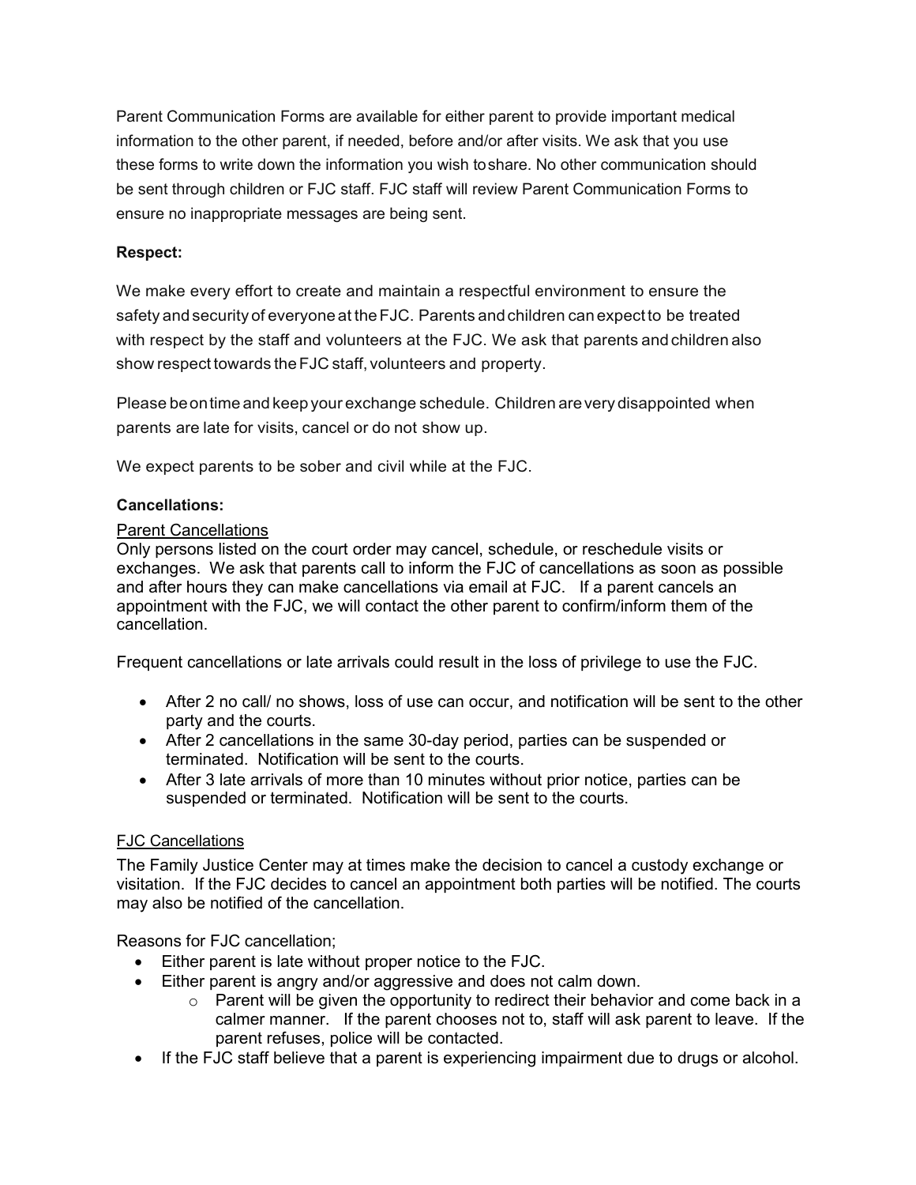Parent Communication Forms are available for either parent to provide important medical information to the other parent, if needed, before and/or after visits. We ask that you use these forms to write down the information you wish to share. No other communication should be sent through children or FJC staff. FJC staff will review Parent Communication Forms to ensure no inappropriate messages are being sent.

**Respect:**

We make every effort to create and maintain a respectful environment to ensure the safety and security of everyone at the FJC. Parents and children can expect to be treated with respect by the staff and volunteers at the FJC. We ask that parents and children also show respect towards the FJC staff, volunteers and property.

Please be on time and keep your exchange schedule. Children are very disappointed when parents are late for visits, cancel or do not show up.

We expect parents to be sober and civil while at the FJC.

**Cancellations:**

<u>Parent Cancellations</u>

Only persons listed on the court order may cancel, schedule, or reschedule visits or exchanges. We ask that parents call to inform the FJC of cancellations as soon as possible and after hours they can make cancellations via email at FJC. If a parent cancels an appointment with the FJC, we will contact the other parent to confirm/inform them of the cancellation.

Frequent cancellations or late arrivals could result in the loss of privilege to use the FJC.

- After 2 no call/ no shows, loss of use can occur, and notification will be sent to the other party and the courts.
- After 2 cancellations in the same 30-day period, parties can be suspended or terminated. Notification will be sent to the courts.
- After 3 late arrivals of more than 10 minutes without prior notice, parties can be suspended or terminated. Notification will be sent to the courts.

<u>FJC Cancellations</u>

The Family Justice Center may at times make the decision to cancel a custody exchange or visitation. If the FJC decides to cancel an appointment both parties will be notified. The courts may also be notified of the cancellation.

Reasons for FJC cancellation;

- Either parent is late without proper notice to the FJC.
- Either parent is angry and/or aggressive and does not calm down.
  - Parent will be given the opportunity to redirect their behavior and come back in a calmer manner. If the parent chooses not to, staff will ask parent to leave. If the parent refuses, police will be contacted.
- If the FJC staff believe that a parent is experiencing impairment due to drugs or alcohol.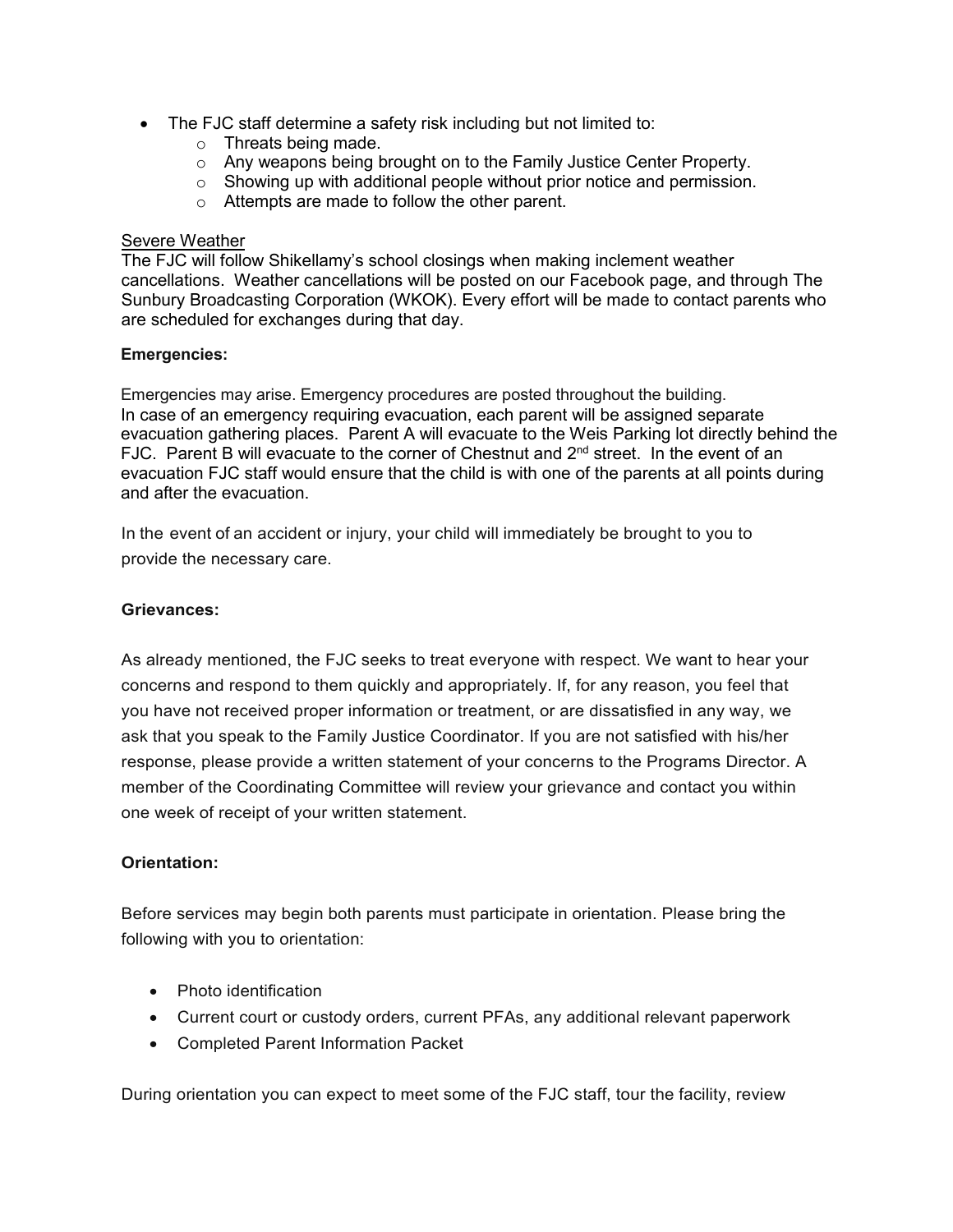- The FJC staff determine a safety risk including but not limited to:
  - Threats being made.
  - Any weapons being brought on to the Family Justice Center Property.
  - Showing up with additional people without prior notice and permission.
  - Attempts are made to follow the other parent.

Severe Weather

The FJC will follow Shikellamy's school closings when making inclement weather cancellations. Weather cancellations will be posted on our Facebook page, and through The Sunbury Broadcasting Corporation (WKOK). Every effort will be made to contact parents who are scheduled for exchanges during that day.

**Emergencies:**

Emergencies may arise. Emergency procedures are posted throughout the building. In case of an emergency requiring evacuation, each parent will be assigned separate evacuation gathering places. Parent A will evacuate to the Weis Parking lot directly behind the FJC. Parent B will evacuate to the corner of Chestnut and 2nd street. In the event of an evacuation FJC staff would ensure that the child is with one of the parents at all points during and after the evacuation.

In the event of an accident or injury, your child will immediately be brought to you to provide the necessary care.

**Grievances:**

As already mentioned, the FJC seeks to treat everyone with respect. We want to hear your concerns and respond to them quickly and appropriately. If, for any reason, you feel that you have not received proper information or treatment, or are dissatisfied in any way, we ask that you speak to the Family Justice Coordinator. If you are not satisfied with his/her response, please provide a written statement of your concerns to the Programs Director. A member of the Coordinating Committee will review your grievance and contact you within one week of receipt of your written statement.

**Orientation:**

Before services may begin both parents must participate in orientation. Please bring the following with you to orientation:

- Photo identification
- Current court or custody orders, current PFAs, any additional relevant paperwork
- Completed Parent Information Packet

During orientation you can expect to meet some of the FJC staff, tour the facility, review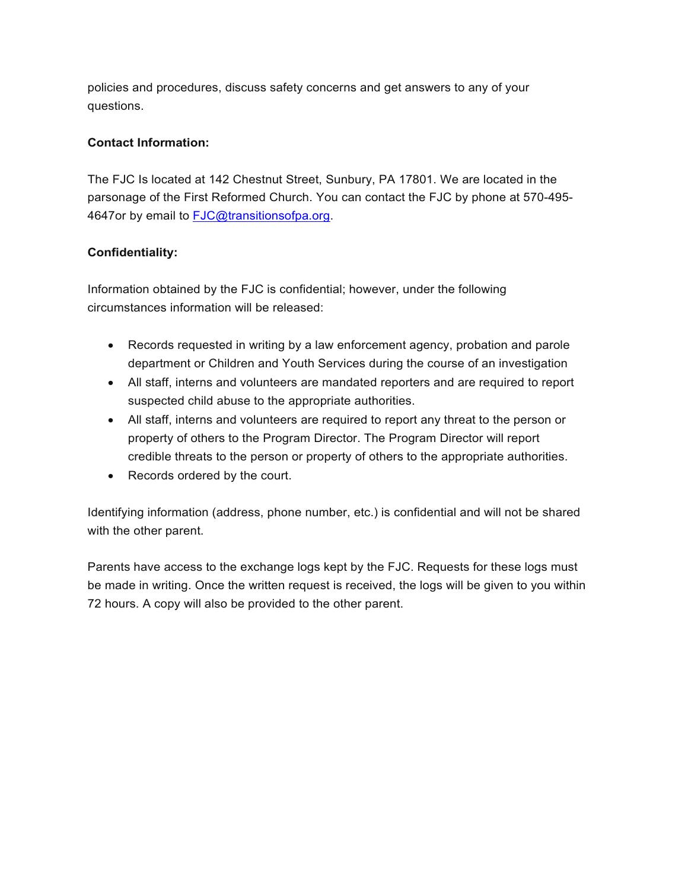policies and procedures, discuss safety concerns and get answers to any of your questions.

**Contact Information:**

The FJC Is located at 142 Chestnut Street, Sunbury, PA 17801. We are located in the parsonage of the First Reformed Church. You can contact the FJC by phone at 570-495-4647or by email to [FJC@transitionsofpa.org](mailto:FJC@transitionsofpa.org).

**Confidentiality:**

Information obtained by the FJC is confidential; however, under the following circumstances information will be released:

- Records requested in writing by a law enforcement agency, probation and parole department or Children and Youth Services during the course of an investigation
- All staff, interns and volunteers are mandated reporters and are required to report suspected child abuse to the appropriate authorities.
- All staff, interns and volunteers are required to report any threat to the person or property of others to the Program Director. The Program Director will report credible threats to the person or property of others to the appropriate authorities.
- Records ordered by the court.

Identifying information (address, phone number, etc.) is confidential and will not be shared with the other parent.

Parents have access to the exchange logs kept by the FJC. Requests for these logs must be made in writing. Once the written request is received, the logs will be given to you within 72 hours. A copy will also be provided to the other parent.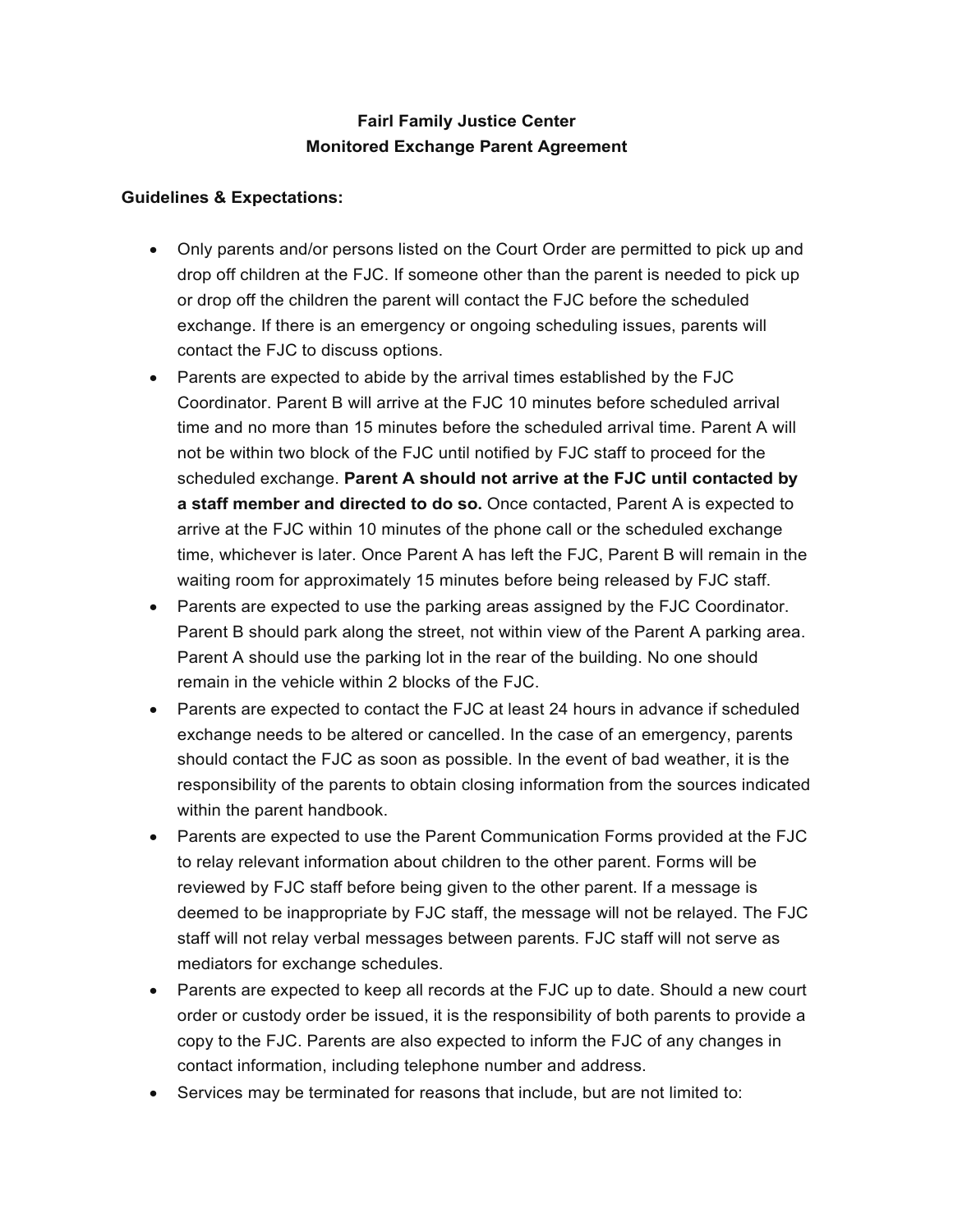**Fairl Family Justice Center**
**Monitored Exchange Parent Agreement**

**Guidelines & Expectations:**

- Only parents and/or persons listed on the Court Order are permitted to pick up and drop off children at the FJC. If someone other than the parent is needed to pick up or drop off the children the parent will contact the FJC before the scheduled exchange. If there is an emergency or ongoing scheduling issues, parents will contact the FJC to discuss options.
- Parents are expected to abide by the arrival times established by the FJC Coordinator. Parent B will arrive at the FJC 10 minutes before scheduled arrival time and no more than 15 minutes before the scheduled arrival time. Parent A will not be within two block of the FJC until notified by FJC staff to proceed for the scheduled exchange. **Parent A should not arrive at the FJC until contacted by a staff member and directed to do so.** Once contacted, Parent A is expected to arrive at the FJC within 10 minutes of the phone call or the scheduled exchange time, whichever is later. Once Parent A has left the FJC, Parent B will remain in the waiting room for approximately 15 minutes before being released by FJC staff.
- Parents are expected to use the parking areas assigned by the FJC Coordinator. Parent B should park along the street, not within view of the Parent A parking area. Parent A should use the parking lot in the rear of the building. No one should remain in the vehicle within 2 blocks of the FJC.
- Parents are expected to contact the FJC at least 24 hours in advance if scheduled exchange needs to be altered or cancelled. In the case of an emergency, parents should contact the FJC as soon as possible. In the event of bad weather, it is the responsibility of the parents to obtain closing information from the sources indicated within the parent handbook.
- Parents are expected to use the Parent Communication Forms provided at the FJC to relay relevant information about children to the other parent. Forms will be reviewed by FJC staff before being given to the other parent. If a message is deemed to be inappropriate by FJC staff, the message will not be relayed. The FJC staff will not relay verbal messages between parents. FJC staff will not serve as mediators for exchange schedules.
- Parents are expected to keep all records at the FJC up to date. Should a new court order or custody order be issued, it is the responsibility of both parents to provide a copy to the FJC. Parents are also expected to inform the FJC of any changes in contact information, including telephone number and address.
- Services may be terminated for reasons that include, but are not limited to: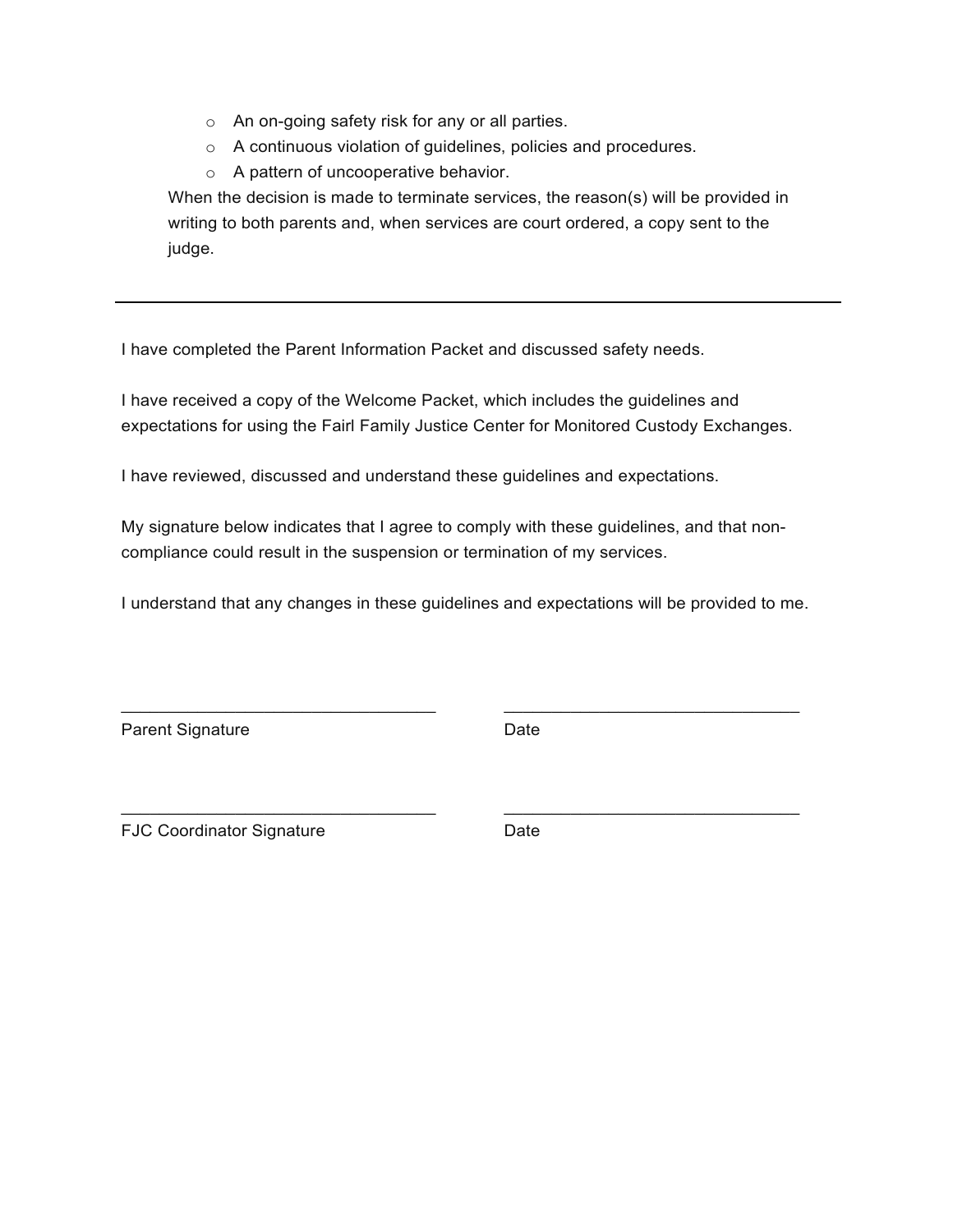- An on-going safety risk for any or all parties.
- A continuous violation of guidelines, policies and procedures.
- A pattern of uncooperative behavior.

When the decision is made to terminate services, the reason(s) will be provided in writing to both parents and, when services are court ordered, a copy sent to the judge.

---

I have completed the Parent Information Packet and discussed safety needs.

I have received a copy of the Welcome Packet, which includes the guidelines and expectations for using the Fairl Family Justice Center for Monitored Custody Exchanges.

I have reviewed, discussed and understand these guidelines and expectations.

My signature below indicates that I agree to comply with these guidelines, and that non-compliance could result in the suspension or termination of my services.

I understand that any changes in these guidelines and expectations will be provided to me.

| | |
|---|---|
| ______________________________ | ______________________________ |
| Parent Signature | Date |
| ______________________________ | ______________________________ |
| FJC Coordinator Signature | Date |